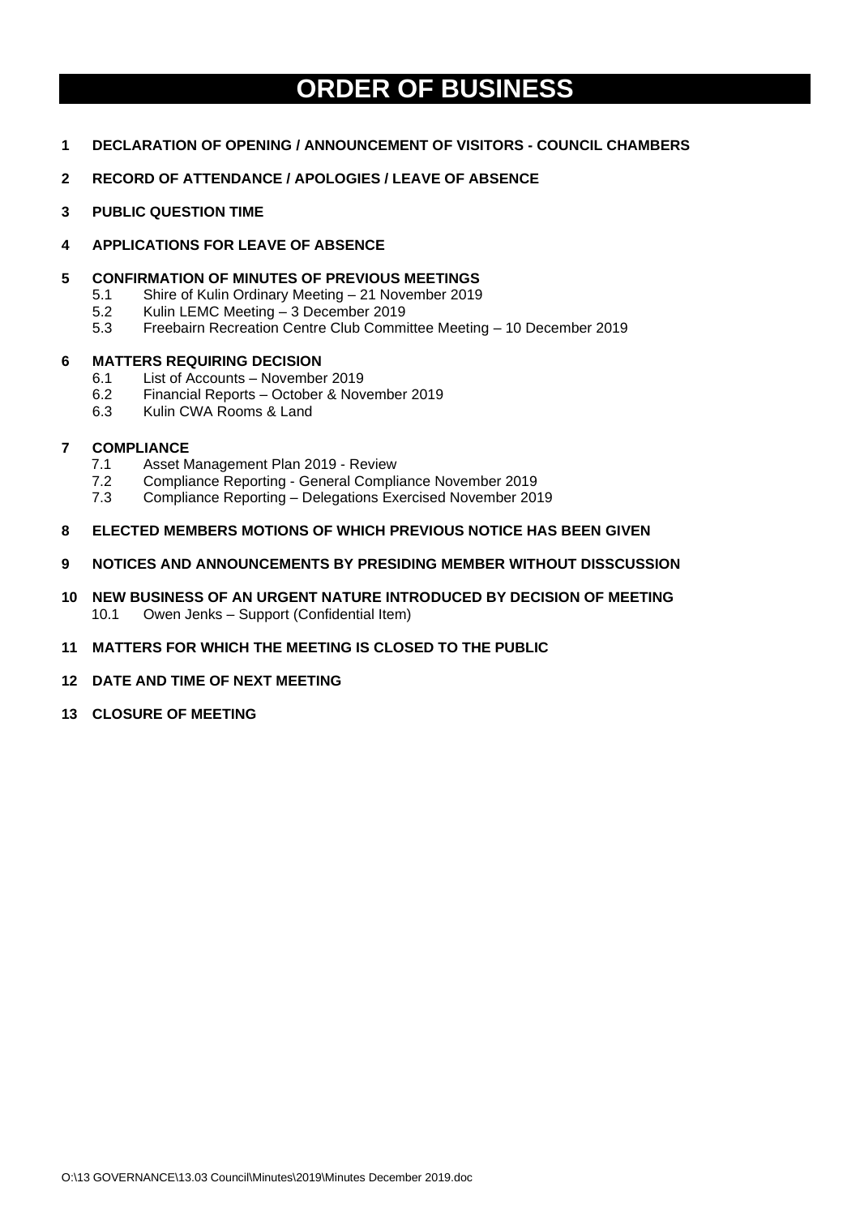# ORDER OF BUSINESS

**1 DECLARATION OF OPENING / ANNOUNCEMENT OF VISITORS - COUNCIL CHAMBERS**

**2 RECORD OF ATTENDANCE / APOLOGIES / LEAVE OF ABSENCE**

**3 PUBLIC QUESTION TIME**

**4 APPLICATIONS FOR LEAVE OF ABSENCE**

**5 CONFIRMATION OF MINUTES OF PREVIOUS MEETINGS**

- 5.1 Shire of Kulin Ordinary Meeting – 21 November 2019
- 5.2 Kulin LEMC Meeting – 3 December 2019
- 5.3 Freebairn Recreation Centre Club Committee Meeting – 10 December 2019

**6 MATTERS REQUIRING DECISION**

- 6.1 List of Accounts – November 2019
- 6.2 Financial Reports – October & November 2019
- 6.3 Kulin CWA Rooms & Land

**7 COMPLIANCE**

- 7.1 Asset Management Plan 2019 - Review
- 7.2 Compliance Reporting - General Compliance November 2019
- 7.3 Compliance Reporting – Delegations Exercised November 2019

**8 ELECTED MEMBERS MOTIONS OF WHICH PREVIOUS NOTICE HAS BEEN GIVEN**

**9 NOTICES AND ANNOUNCEMENTS BY PRESIDING MEMBER WITHOUT DISSCUSSION**

**10 NEW BUSINESS OF AN URGENT NATURE INTRODUCED BY DECISION OF MEETING**

- 10.1 Owen Jenks – Support (Confidential Item)

**11 MATTERS FOR WHICH THE MEETING IS CLOSED TO THE PUBLIC**

**12 DATE AND TIME OF NEXT MEETING**

**13 CLOSURE OF MEETING**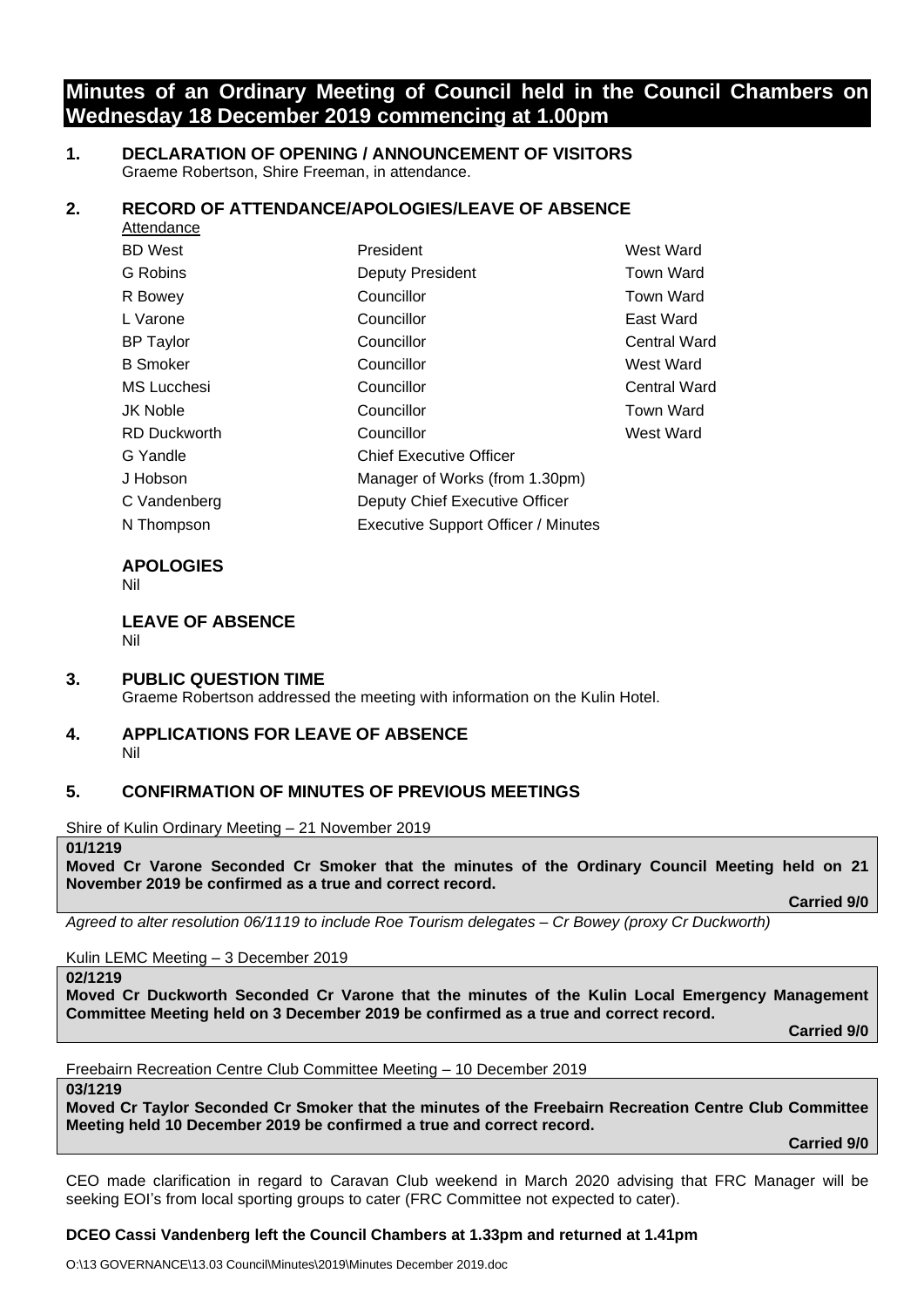# Minutes of an Ordinary Meeting of Council held in the Council Chambers on Wednesday 18 December 2019 commencing at 1.00pm

## 1. DECLARATION OF OPENING / ANNOUNCEMENT OF VISITORS

Graeme Robertson, Shire Freeman, in attendance.

## 2. RECORD OF ATTENDANCE/APOLOGIES/LEAVE OF ABSENCE

Attendance

| | | |
|---|---|---|
| BD West | President | West Ward |
| G Robins | Deputy President | Town Ward |
| R Bowey | Councillor | Town Ward |
| L Varone | Councillor | East Ward |
| BP Taylor | Councillor | Central Ward |
| B Smoker | Councillor | West Ward |
| MS Lucchesi | Councillor | Central Ward |
| JK Noble | Councillor | Town Ward |
| RD Duckworth | Councillor | West Ward |
| G Yandle | Chief Executive Officer | |
| J Hobson | Manager of Works (from 1.30pm) | |
| C Vandenberg | Deputy Chief Executive Officer | |
| N Thompson | Executive Support Officer / Minutes | |

### APOLOGIES

Nil

### LEAVE OF ABSENCE

Nil

## 3. PUBLIC QUESTION TIME

Graeme Robertson addressed the meeting with information on the Kulin Hotel.

## 4. APPLICATIONS FOR LEAVE OF ABSENCE

Nil

## 5. CONFIRMATION OF MINUTES OF PREVIOUS MEETINGS

Shire of Kulin Ordinary Meeting – 21 November 2019

**01/1219**

**Moved Cr Varone Seconded Cr Smoker that the minutes of the Ordinary Council Meeting held on 21 November 2019 be confirmed as a true and correct record.**

**Carried 9/0**

*Agreed to alter resolution 06/1119 to include Roe Tourism delegates – Cr Bowey (proxy Cr Duckworth)*

Kulin LEMC Meeting – 3 December 2019

**02/1219**

**Moved Cr Duckworth Seconded Cr Varone that the minutes of the Kulin Local Emergency Management Committee Meeting held on 3 December 2019 be confirmed as a true and correct record.**

**Carried 9/0**

Freebairn Recreation Centre Club Committee Meeting – 10 December 2019

**03/1219**

**Moved Cr Taylor Seconded Cr Smoker that the minutes of the Freebairn Recreation Centre Club Committee Meeting held 10 December 2019 be confirmed a true and correct record.**

**Carried 9/0**

CEO made clarification in regard to Caravan Club weekend in March 2020 advising that FRC Manager will be seeking EOI's from local sporting groups to cater (FRC Committee not expected to cater).

**DCEO Cassi Vandenberg left the Council Chambers at 1.33pm and returned at 1.41pm**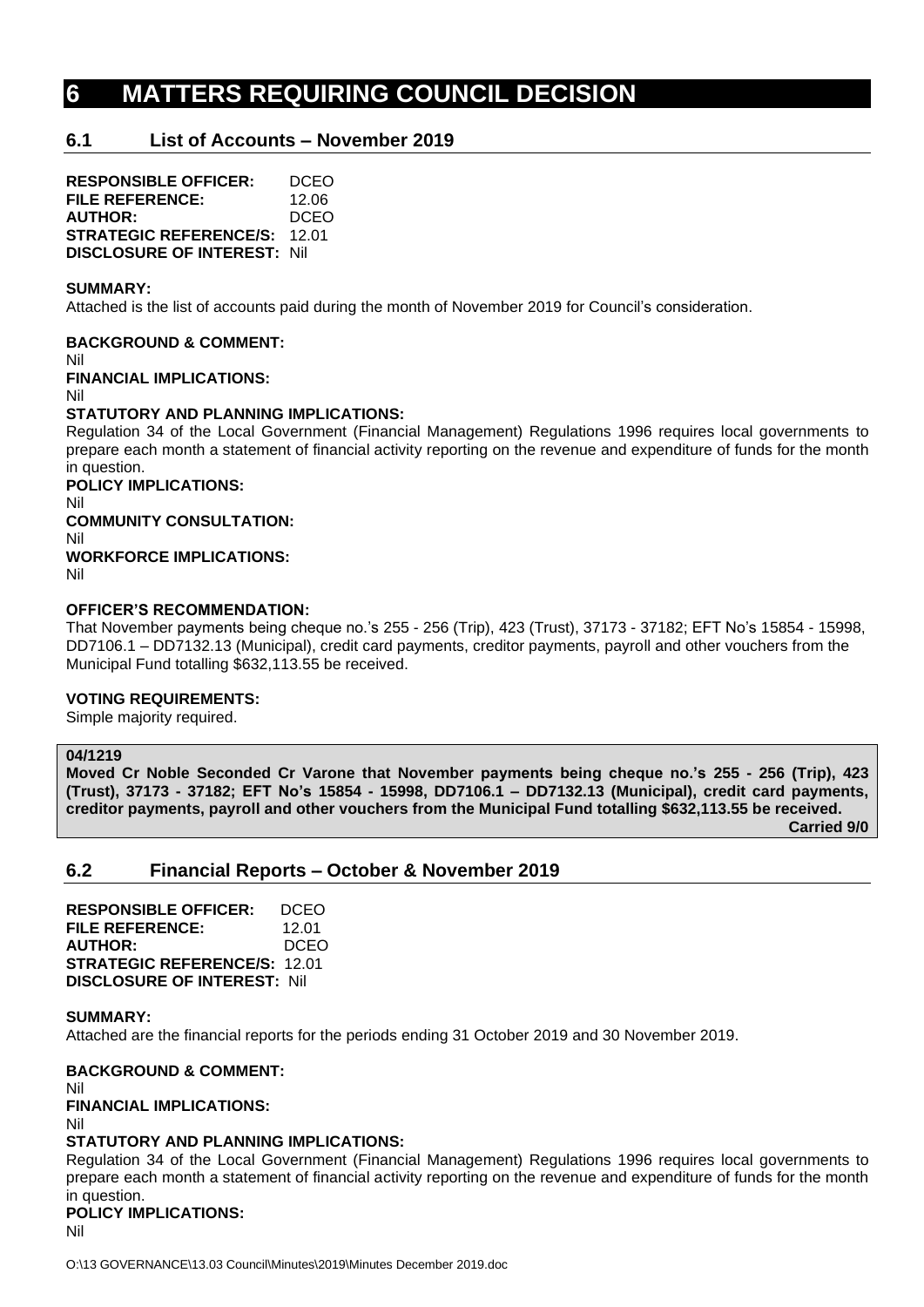# 6 MATTERS REQUIRING COUNCIL DECISION

## 6.1 List of Accounts – November 2019

**RESPONSIBLE OFFICER:** DCEO
**FILE REFERENCE:** 12.06
**AUTHOR:** DCEO
**STRATEGIC REFERENCE/S:** 12.01
**DISCLOSURE OF INTEREST:** Nil

**SUMMARY:**
Attached is the list of accounts paid during the month of November 2019 for Council's consideration.

**BACKGROUND & COMMENT:**
Nil
**FINANCIAL IMPLICATIONS:**
Nil
**STATUTORY AND PLANNING IMPLICATIONS:**
Regulation 34 of the Local Government (Financial Management) Regulations 1996 requires local governments to prepare each month a statement of financial activity reporting on the revenue and expenditure of funds for the month in question.
**POLICY IMPLICATIONS:**
Nil
**COMMUNITY CONSULTATION:**
Nil
**WORKFORCE IMPLICATIONS:**
Nil

**OFFICER'S RECOMMENDATION:**
That November payments being cheque no.'s 255 - 256 (Trip), 423 (Trust), 37173 - 37182; EFT No's 15854 - 15998, DD7106.1 – DD7132.13 (Municipal), credit card payments, creditor payments, payroll and other vouchers from the Municipal Fund totalling $632,113.55 be received.

**VOTING REQUIREMENTS:**
Simple majority required.

**04/1219**
**Moved Cr Noble Seconded Cr Varone that November payments being cheque no.'s 255 - 256 (Trip), 423 (Trust), 37173 - 37182; EFT No's 15854 - 15998, DD7106.1 – DD7132.13 (Municipal), credit card payments, creditor payments, payroll and other vouchers from the Municipal Fund totalling $632,113.55 be received.**
**Carried 9/0**

## 6.2 Financial Reports – October & November 2019

**RESPONSIBLE OFFICER:** DCEO
**FILE REFERENCE:** 12.01
**AUTHOR:** DCEO
**STRATEGIC REFERENCE/S:** 12.01
**DISCLOSURE OF INTEREST:** Nil

**SUMMARY:**
Attached are the financial reports for the periods ending 31 October 2019 and 30 November 2019.

**BACKGROUND & COMMENT:**
Nil
**FINANCIAL IMPLICATIONS:**
Nil
**STATUTORY AND PLANNING IMPLICATIONS:**
Regulation 34 of the Local Government (Financial Management) Regulations 1996 requires local governments to prepare each month a statement of financial activity reporting on the revenue and expenditure of funds for the month in question.
**POLICY IMPLICATIONS:**
Nil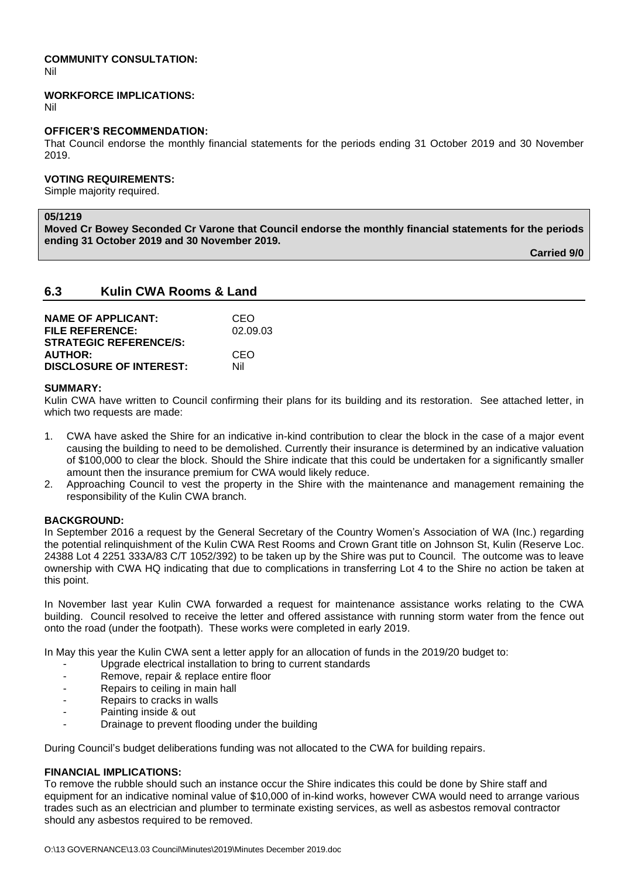**COMMUNITY CONSULTATION:**
Nil

**WORKFORCE IMPLICATIONS:**
Nil

**OFFICER'S RECOMMENDATION:**
That Council endorse the monthly financial statements for the periods ending 31 October 2019 and 30 November 2019.

**VOTING REQUIREMENTS:**
Simple majority required.

**05/1219**
**Moved Cr Bowey Seconded Cr Varone that Council endorse the monthly financial statements for the periods ending 31 October 2019 and 30 November 2019.**

**Carried 9/0**

## 6.3 Kulin CWA Rooms & Land

| | |
|---|---|
| **NAME OF APPLICANT:** | CEO |
| **FILE REFERENCE:** | 02.09.03 |
| **STRATEGIC REFERENCE/S:** | |
| **AUTHOR:** | CEO |
| **DISCLOSURE OF INTEREST:** | Nil |

**SUMMARY:**
Kulin CWA have written to Council confirming their plans for its building and its restoration. See attached letter, in which two requests are made:

1. CWA have asked the Shire for an indicative in-kind contribution to clear the block in the case of a major event causing the building to need to be demolished. Currently their insurance is determined by an indicative valuation of $100,000 to clear the block. Should the Shire indicate that this could be undertaken for a significantly smaller amount then the insurance premium for CWA would likely reduce.
2. Approaching Council to vest the property in the Shire with the maintenance and management remaining the responsibility of the Kulin CWA branch.

**BACKGROUND:**
In September 2016 a request by the General Secretary of the Country Women's Association of WA (Inc.) regarding the potential relinquishment of the Kulin CWA Rest Rooms and Crown Grant title on Johnson St, Kulin (Reserve Loc. 24388 Lot 4 2251 333A/83 C/T 1052/392) to be taken up by the Shire was put to Council. The outcome was to leave ownership with CWA HQ indicating that due to complications in transferring Lot 4 to the Shire no action be taken at this point.

In November last year Kulin CWA forwarded a request for maintenance assistance works relating to the CWA building. Council resolved to receive the letter and offered assistance with running storm water from the fence out onto the road (under the footpath). These works were completed in early 2019.

In May this year the Kulin CWA sent a letter apply for an allocation of funds in the 2019/20 budget to:

- Upgrade electrical installation to bring to current standards
- Remove, repair & replace entire floor
- Repairs to ceiling in main hall
- Repairs to cracks in walls
- Painting inside & out
- Drainage to prevent flooding under the building

During Council's budget deliberations funding was not allocated to the CWA for building repairs.

**FINANCIAL IMPLICATIONS:**
To remove the rubble should such an instance occur the Shire indicates this could be done by Shire staff and equipment for an indicative nominal value of $10,000 of in-kind works, however CWA would need to arrange various trades such as an electrician and plumber to terminate existing services, as well as asbestos removal contractor should any asbestos required to be removed.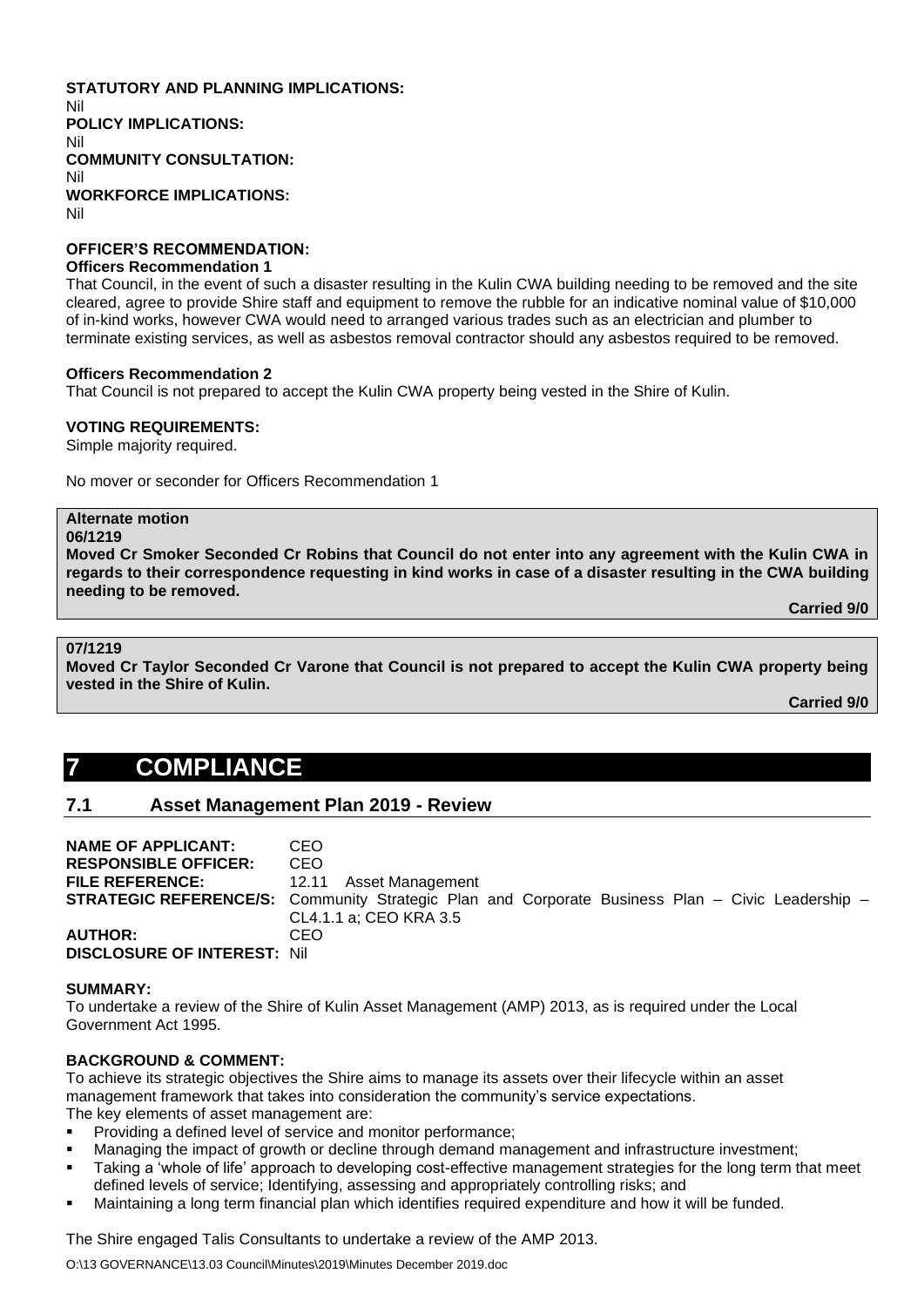**STATUTORY AND PLANNING IMPLICATIONS:**
Nil
**POLICY IMPLICATIONS:**
Nil
**COMMUNITY CONSULTATION:**
Nil
**WORKFORCE IMPLICATIONS:**
Nil

**OFFICER'S RECOMMENDATION:**
**Officers Recommendation 1**
That Council, in the event of such a disaster resulting in the Kulin CWA building needing to be removed and the site cleared, agree to provide Shire staff and equipment to remove the rubble for an indicative nominal value of $10,000 of in-kind works, however CWA would need to arranged various trades such as an electrician and plumber to terminate existing services, as well as asbestos removal contractor should any asbestos required to be removed.

**Officers Recommendation 2**
That Council is not prepared to accept the Kulin CWA property being vested in the Shire of Kulin.

**VOTING REQUIREMENTS:**
Simple majority required.

No mover or seconder for Officers Recommendation 1

**Alternate motion**
**06/1219**
**Moved Cr Smoker Seconded Cr Robins that Council do not enter into any agreement with the Kulin CWA in regards to their correspondence requesting in kind works in case of a disaster resulting in the CWA building needing to be removed.**

**Carried 9/0**

**07/1219**
**Moved Cr Taylor Seconded Cr Varone that Council is not prepared to accept the Kulin CWA property being vested in the Shire of Kulin.**

**Carried 9/0**

# 7 COMPLIANCE

## 7.1 Asset Management Plan 2019 - Review

**NAME OF APPLICANT:** CEO
**RESPONSIBLE OFFICER:** CEO
**FILE REFERENCE:** 12.11 Asset Management
**STRATEGIC REFERENCE/S:** Community Strategic Plan and Corporate Business Plan – Civic Leadership – CL4.1.1 a; CEO KRA 3.5
**AUTHOR:** CEO
**DISCLOSURE OF INTEREST:** Nil

**SUMMARY:**
To undertake a review of the Shire of Kulin Asset Management (AMP) 2013, as is required under the Local Government Act 1995.

**BACKGROUND & COMMENT:**
To achieve its strategic objectives the Shire aims to manage its assets over their lifecycle within an asset management framework that takes into consideration the community's service expectations.
The key elements of asset management are:

- Providing a defined level of service and monitor performance;
- Managing the impact of growth or decline through demand management and infrastructure investment;
- Taking a 'whole of life' approach to developing cost-effective management strategies for the long term that meet defined levels of service; Identifying, assessing and appropriately controlling risks; and
- Maintaining a long term financial plan which identifies required expenditure and how it will be funded.

The Shire engaged Talis Consultants to undertake a review of the AMP 2013.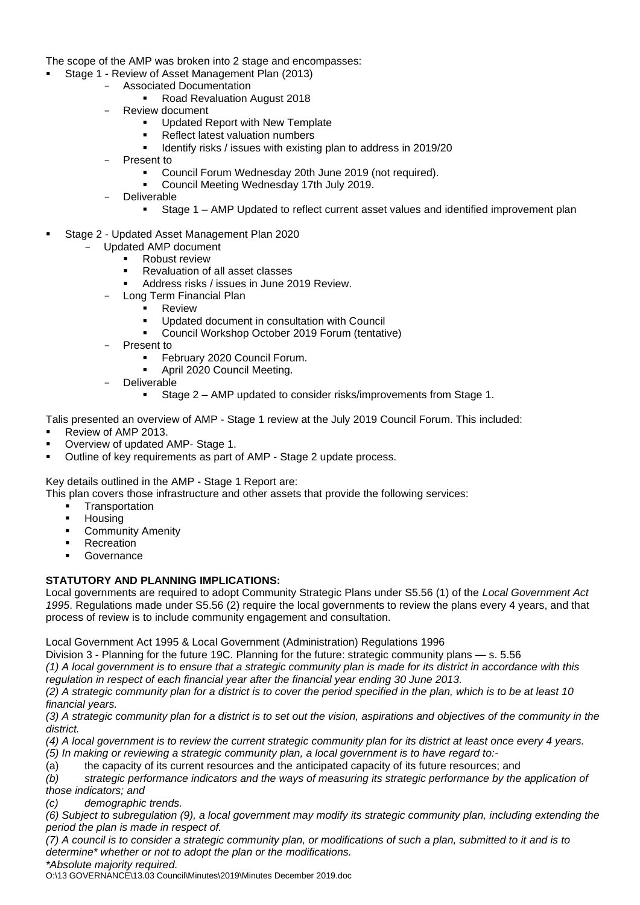The scope of the AMP was broken into 2 stage and encompasses:

- Stage 1 - Review of Asset Management Plan (2013)
  - Associated Documentation
    - Road Revaluation August 2018
  - Review document
    - Updated Report with New Template
    - Reflect latest valuation numbers
    - Identify risks / issues with existing plan to address in 2019/20
  - Present to
    - Council Forum Wednesday 20th June 2019 (not required).
    - Council Meeting Wednesday 17th July 2019.
  - Deliverable
    - Stage 1 – AMP Updated to reflect current asset values and identified improvement plan

- Stage 2 - Updated Asset Management Plan 2020
  - Updated AMP document
    - Robust review
    - Revaluation of all asset classes
    - Address risks / issues in June 2019 Review.
  - Long Term Financial Plan
    - Review
    - Updated document in consultation with Council
    - Council Workshop October 2019 Forum (tentative)
  - Present to
    - February 2020 Council Forum.
    - April 2020 Council Meeting.
  - Deliverable
    - Stage 2 – AMP updated to consider risks/improvements from Stage 1.

Talis presented an overview of AMP - Stage 1 review at the July 2019 Council Forum. This included:

- Review of AMP 2013.
- Overview of updated AMP- Stage 1.
- Outline of key requirements as part of AMP - Stage 2 update process.

Key details outlined in the AMP - Stage 1 Report are:

This plan covers those infrastructure and other assets that provide the following services:

- Transportation
- Housing
- Community Amenity
- Recreation
- Governance

**STATUTORY AND PLANNING IMPLICATIONS:**

Local governments are required to adopt Community Strategic Plans under S5.56 (1) of the *Local Government Act 1995*. Regulations made under S5.56 (2) require the local governments to review the plans every 4 years, and that process of review is to include community engagement and consultation.

Local Government Act 1995 & Local Government (Administration) Regulations 1996

Division 3 - Planning for the future 19C. Planning for the future: strategic community plans — s. 5.56

*(1) A local government is to ensure that a strategic community plan is made for its district in accordance with this regulation in respect of each financial year after the financial year ending 30 June 2013.*

*(2) A strategic community plan for a district is to cover the period specified in the plan, which is to be at least 10 financial years.*

*(3) A strategic community plan for a district is to set out the vision, aspirations and objectives of the community in the district.*

*(4) A local government is to review the current strategic community plan for its district at least once every 4 years.*

*(5) In making or reviewing a strategic community plan, a local government is to have regard to:-*

(a) the capacity of its current resources and the anticipated capacity of its future resources; and

*(b) strategic performance indicators and the ways of measuring its strategic performance by the application of those indicators; and*

*(c) demographic trends.*

*(6) Subject to subregulation (9), a local government may modify its strategic community plan, including extending the period the plan is made in respect of.*

*(7) A council is to consider a strategic community plan, or modifications of such a plan, submitted to it and is to determine\* whether or not to adopt the plan or the modifications.*

*\*Absolute majority required.*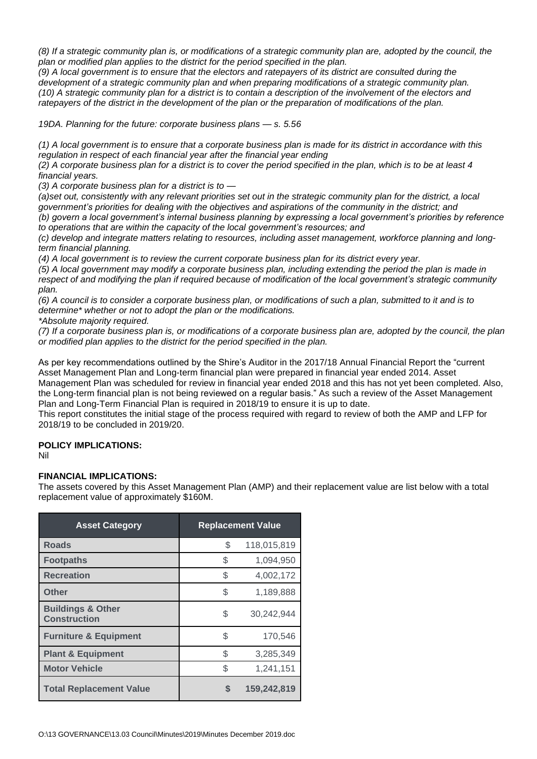*(8) If a strategic community plan is, or modifications of a strategic community plan are, adopted by the council, the plan or modified plan applies to the district for the period specified in the plan.*
*(9) A local government is to ensure that the electors and ratepayers of its district are consulted during the development of a strategic community plan and when preparing modifications of a strategic community plan.*
*(10) A strategic community plan for a district is to contain a description of the involvement of the electors and ratepayers of the district in the development of the plan or the preparation of modifications of the plan.*

*19DA. Planning for the future: corporate business plans — s. 5.56*

*(1) A local government is to ensure that a corporate business plan is made for its district in accordance with this regulation in respect of each financial year after the financial year ending*
*(2) A corporate business plan for a district is to cover the period specified in the plan, which is to be at least 4 financial years.*
*(3) A corporate business plan for a district is to —*
*(a)set out, consistently with any relevant priorities set out in the strategic community plan for the district, a local government's priorities for dealing with the objectives and aspirations of the community in the district; and*
*(b) govern a local government's internal business planning by expressing a local government's priorities by reference to operations that are within the capacity of the local government's resources; and*
*(c) develop and integrate matters relating to resources, including asset management, workforce planning and long-term financial planning.*
*(4) A local government is to review the current corporate business plan for its district every year.*
*(5) A local government may modify a corporate business plan, including extending the period the plan is made in respect of and modifying the plan if required because of modification of the local government's strategic community plan.*
*(6) A council is to consider a corporate business plan, or modifications of such a plan, submitted to it and is to determine* whether or not to adopt the plan or the modifications.*
**Absolute majority required.*
*(7) If a corporate business plan is, or modifications of a corporate business plan are, adopted by the council, the plan or modified plan applies to the district for the period specified in the plan.*

As per key recommendations outlined by the Shire's Auditor in the 2017/18 Annual Financial Report the "current Asset Management Plan and Long-term financial plan were prepared in financial year ended 2014. Asset Management Plan was scheduled for review in financial year ended 2018 and this has not yet been completed. Also, the Long-term financial plan is not being reviewed on a regular basis." As such a review of the Asset Management Plan and Long-Term Financial Plan is required in 2018/19 to ensure it is up to date.
This report constitutes the initial stage of the process required with regard to review of both the AMP and LFP for 2018/19 to be concluded in 2019/20.

**POLICY IMPLICATIONS:**
Nil

**FINANCIAL IMPLICATIONS:**
The assets covered by this Asset Management Plan (AMP) and their replacement value are list below with a total replacement value of approximately $160M.

| Asset Category | Replacement Value |
|---|---|
| **Roads** | $ 118,015,819 |
| **Footpaths** | $ 1,094,950 |
| **Recreation** | $ 4,002,172 |
| **Other** | $ 1,189,888 |
| **Buildings & Other Construction** | $ 30,242,944 |
| **Furniture & Equipment** | $ 170,546 |
| **Plant & Equipment** | $ 3,285,349 |
| **Motor Vehicle** | $ 1,241,151 |
| **Total Replacement Value** | **$ 159,242,819** |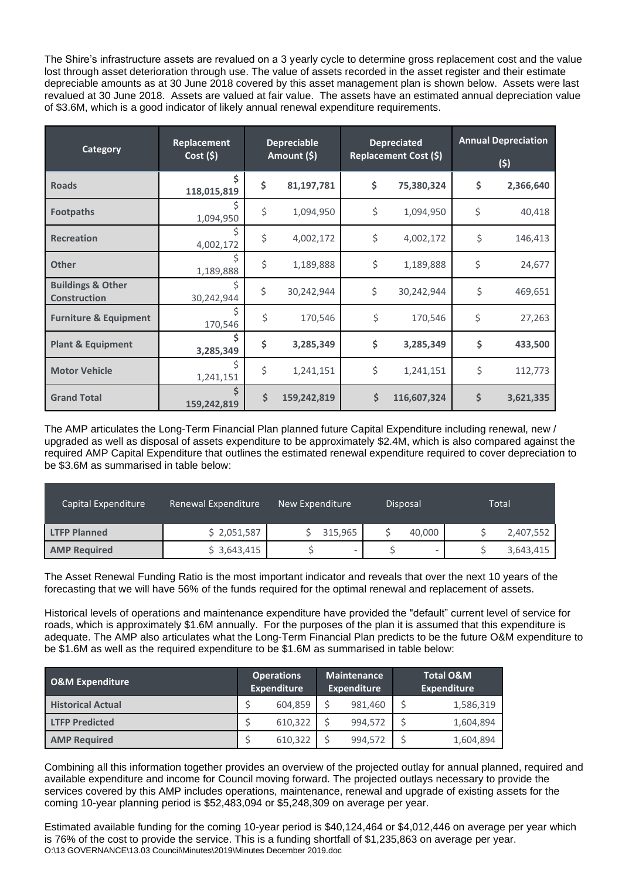The Shire's infrastructure assets are revalued on a 3 yearly cycle to determine gross replacement cost and the value lost through asset deterioration through use. The value of assets recorded in the asset register and their estimate depreciable amounts as at 30 June 2018 covered by this asset management plan is shown below. Assets were last revalued at 30 June 2018. Assets are valued at fair value. The assets have an estimated annual depreciation value of $3.6M, which is a good indicator of likely annual renewal expenditure requirements.

| Category | Replacement Cost ($) | Depreciable Amount ($) | Depreciated Replacement Cost ($) | Annual Depreciation ($) |
|---|---|---|---|---|
| **Roads** | **$ 118,015,819** | **$ 81,197,781** | **$ 75,380,324** | **$ 2,366,640** |
| **Footpaths** | $ 1,094,950 | $ 1,094,950 | $ 1,094,950 | $ 40,418 |
| **Recreation** | $ 4,002,172 | $ 4,002,172 | $ 4,002,172 | $ 146,413 |
| **Other** | $ 1,189,888 | $ 1,189,888 | $ 1,189,888 | $ 24,677 |
| **Buildings & Other Construction** | $ 30,242,944 | $ 30,242,944 | $ 30,242,944 | $ 469,651 |
| **Furniture & Equipment** | $ 170,546 | $ 170,546 | $ 170,546 | $ 27,263 |
| **Plant & Equipment** | **$ 3,285,349** | **$ 3,285,349** | **$ 3,285,349** | **$ 433,500** |
| **Motor Vehicle** | $ 1,241,151 | $ 1,241,151 | $ 1,241,151 | $ 112,773 |
| **Grand Total** | **$ 159,242,819** | **$ 159,242,819** | **$ 116,607,324** | **$ 3,621,335** |

The AMP articulates the Long-Term Financial Plan planned future Capital Expenditure including renewal, new / upgraded as well as disposal of assets expenditure to be approximately $2.4M, which is also compared against the required AMP Capital Expenditure that outlines the estimated renewal expenditure required to cover depreciation to be $3.6M as summarised in table below:

| Capital Expenditure | Renewal Expenditure | New Expenditure | Disposal | Total |
|---|---|---|---|---|
| **LTFP Planned** | $ 2,051,587 | $ 315,965 | $ 40,000 | $ 2,407,552 |
| **AMP Required** | $ 3,643,415 | $ - | $ - | $ 3,643,415 |

The Asset Renewal Funding Ratio is the most important indicator and reveals that over the next 10 years of the forecasting that we will have 56% of the funds required for the optimal renewal and replacement of assets.

Historical levels of operations and maintenance expenditure have provided the "default" current level of service for roads, which is approximately $1.6M annually. For the purposes of the plan it is assumed that this expenditure is adequate. The AMP also articulates what the Long-Term Financial Plan predicts to be the future O&M expenditure to be $1.6M as well as the required expenditure to be $1.6M as summarised in table below:

| O&M Expenditure | Operations Expenditure | Maintenance Expenditure | Total O&M Expenditure |
|---|---|---|---|
| **Historical Actual** | $ 604,859 | $ 981,460 | $ 1,586,319 |
| **LTFP Predicted** | $ 610,322 | $ 994,572 | $ 1,604,894 |
| **AMP Required** | $ 610,322 | $ 994,572 | $ 1,604,894 |

Combining all this information together provides an overview of the projected outlay for annual planned, required and available expenditure and income for Council moving forward. The projected outlays necessary to provide the services covered by this AMP includes operations, maintenance, renewal and upgrade of existing assets for the coming 10-year planning period is $52,483,094 or $5,248,309 on average per year.

Estimated available funding for the coming 10-year period is $40,124,464 or $4,012,446 on average per year which is 76% of the cost to provide the service. This is a funding shortfall of $1,235,863 on average per year.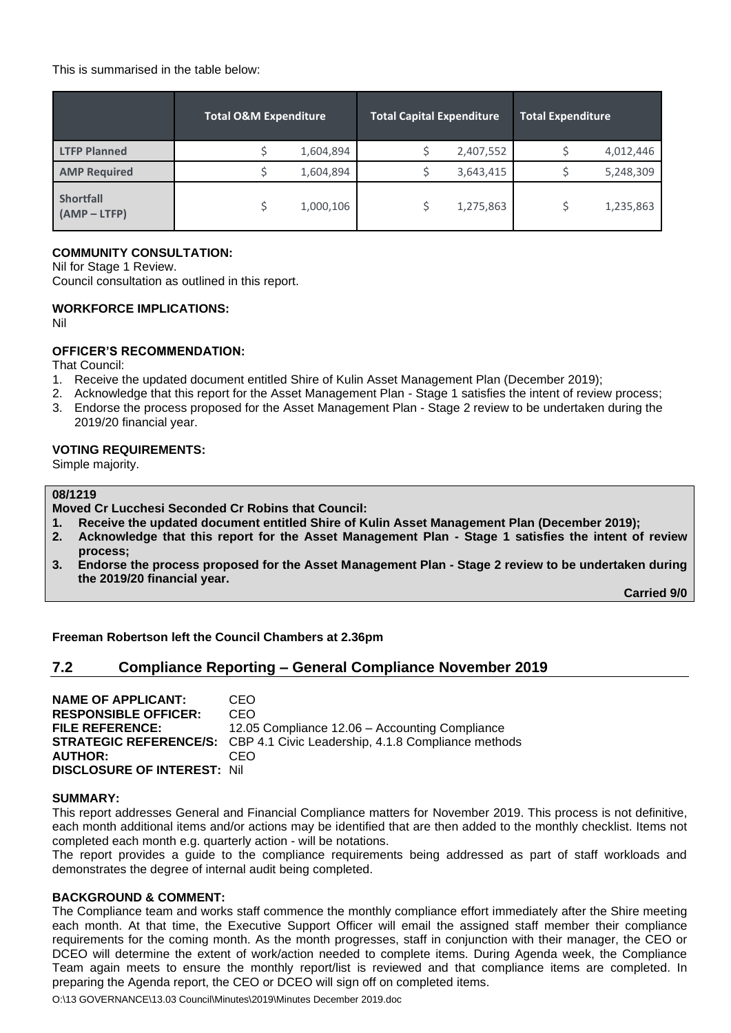This is summarised in the table below:

| | Total O&M Expenditure | Total Capital Expenditure | Total Expenditure |
|---|---|---|---|
| LTFP Planned | $ 1,604,894 | $ 2,407,552 | $ 4,012,446 |
| AMP Required | $ 1,604,894 | $ 3,643,415 | $ 5,248,309 |
| Shortfall (AMP – LTFP) | $ 1,000,106 | $ 1,275,863 | $ 1,235,863 |

**COMMUNITY CONSULTATION:**
Nil for Stage 1 Review.
Council consultation as outlined in this report.

**WORKFORCE IMPLICATIONS:**
Nil

**OFFICER'S RECOMMENDATION:**
That Council:
1. Receive the updated document entitled Shire of Kulin Asset Management Plan (December 2019);
2. Acknowledge that this report for the Asset Management Plan - Stage 1 satisfies the intent of review process;
3. Endorse the process proposed for the Asset Management Plan - Stage 2 review to be undertaken during the 2019/20 financial year.

**VOTING REQUIREMENTS:**
Simple majority.

**08/1219**
**Moved Cr Lucchesi Seconded Cr Robins that Council:**
1. **Receive the updated document entitled Shire of Kulin Asset Management Plan (December 2019);**
2. **Acknowledge that this report for the Asset Management Plan - Stage 1 satisfies the intent of review process;**
3. **Endorse the process proposed for the Asset Management Plan - Stage 2 review to be undertaken during the 2019/20 financial year.**

**Carried 9/0**

**Freeman Robertson left the Council Chambers at 2.36pm**

## 7.2 Compliance Reporting – General Compliance November 2019

**NAME OF APPLICANT:** CEO
**RESPONSIBLE OFFICER:** CEO
**FILE REFERENCE:** 12.05 Compliance 12.06 – Accounting Compliance
**STRATEGIC REFERENCE/S:** CBP 4.1 Civic Leadership, 4.1.8 Compliance methods
**AUTHOR:** CEO
**DISCLOSURE OF INTEREST:** Nil

**SUMMARY:**
This report addresses General and Financial Compliance matters for November 2019. This process is not definitive, each month additional items and/or actions may be identified that are then added to the monthly checklist. Items not completed each month e.g. quarterly action - will be notations.
The report provides a guide to the compliance requirements being addressed as part of staff workloads and demonstrates the degree of internal audit being completed.

**BACKGROUND & COMMENT:**
The Compliance team and works staff commence the monthly compliance effort immediately after the Shire meeting each month. At that time, the Executive Support Officer will email the assigned staff member their compliance requirements for the coming month. As the month progresses, staff in conjunction with their manager, the CEO or DCEO will determine the extent of work/action needed to complete items. During Agenda week, the Compliance Team again meets to ensure the monthly report/list is reviewed and that compliance items are completed. In preparing the Agenda report, the CEO or DCEO will sign off on completed items.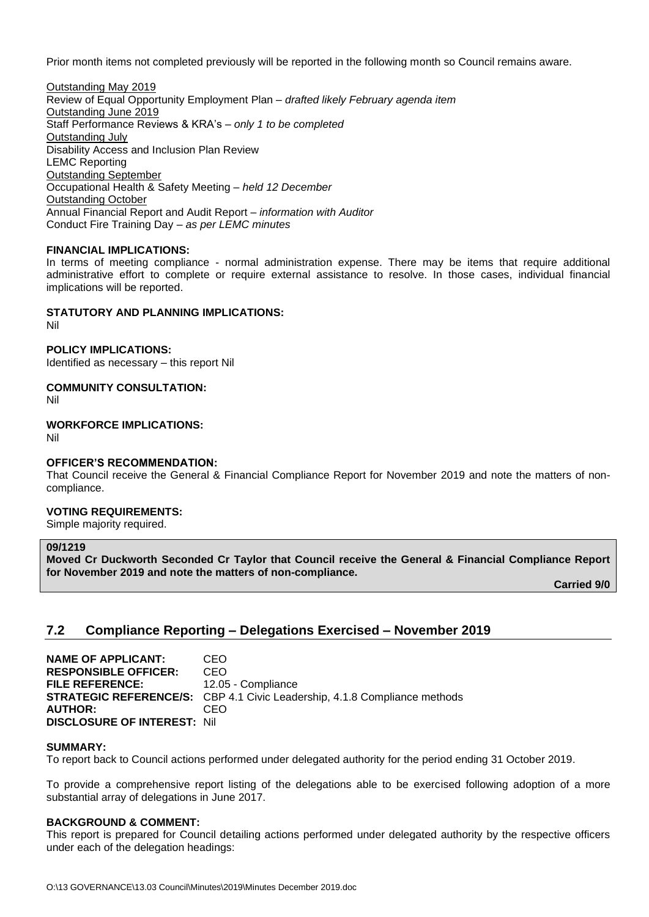Prior month items not completed previously will be reported in the following month so Council remains aware.

Outstanding May 2019
Review of Equal Opportunity Employment Plan – *drafted likely February agenda item*
Outstanding June 2019
Staff Performance Reviews & KRA's – *only 1 to be completed*
Outstanding July
Disability Access and Inclusion Plan Review
LEMC Reporting
Outstanding September
Occupational Health & Safety Meeting – *held 12 December*
Outstanding October
Annual Financial Report and Audit Report – *information with Auditor*
Conduct Fire Training Day – *as per LEMC minutes*

**FINANCIAL IMPLICATIONS:**
In terms of meeting compliance - normal administration expense. There may be items that require additional administrative effort to complete or require external assistance to resolve. In those cases, individual financial implications will be reported.

**STATUTORY AND PLANNING IMPLICATIONS:**
Nil

**POLICY IMPLICATIONS:**
Identified as necessary – this report Nil

**COMMUNITY CONSULTATION:**
Nil

**WORKFORCE IMPLICATIONS:**
Nil

**OFFICER'S RECOMMENDATION:**
That Council receive the General & Financial Compliance Report for November 2019 and note the matters of non-compliance.

**VOTING REQUIREMENTS:**
Simple majority required.

**09/1219**
**Moved Cr Duckworth Seconded Cr Taylor that Council receive the General & Financial Compliance Report for November 2019 and note the matters of non-compliance.**

**Carried 9/0**

## 7.2 Compliance Reporting – Delegations Exercised – November 2019

**NAME OF APPLICANT:** CEO
**RESPONSIBLE OFFICER:** CEO
**FILE REFERENCE:** 12.05 - Compliance
**STRATEGIC REFERENCE/S:** CBP 4.1 Civic Leadership, 4.1.8 Compliance methods
**AUTHOR:** CEO
**DISCLOSURE OF INTEREST:** Nil

**SUMMARY:**
To report back to Council actions performed under delegated authority for the period ending 31 October 2019.

To provide a comprehensive report listing of the delegations able to be exercised following adoption of a more substantial array of delegations in June 2017.

**BACKGROUND & COMMENT:**
This report is prepared for Council detailing actions performed under delegated authority by the respective officers under each of the delegation headings: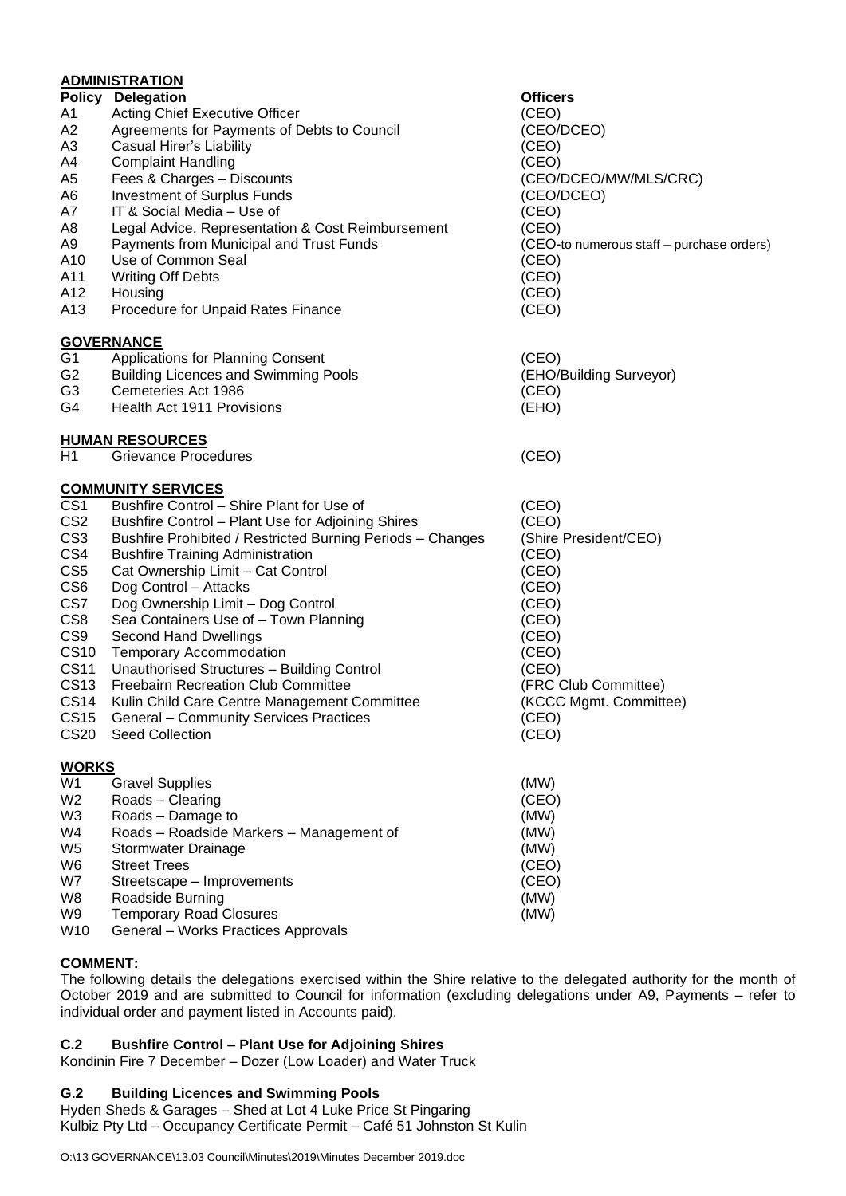**ADMINISTRATION**

| Policy | Delegation | Officers |
|---|---|---|
| A1 | Acting Chief Executive Officer | (CEO) |
| A2 | Agreements for Payments of Debts to Council | (CEO/DCEO) |
| A3 | Casual Hirer's Liability | (CEO) |
| A4 | Complaint Handling | (CEO) |
| A5 | Fees & Charges – Discounts | (CEO/DCEO/MW/MLS/CRC) |
| A6 | Investment of Surplus Funds | (CEO/DCEO) |
| A7 | IT & Social Media – Use of | (CEO) |
| A8 | Legal Advice, Representation & Cost Reimbursement | (CEO) |
| A9 | Payments from Municipal and Trust Funds | (CEO-to numerous staff – purchase orders) |
| A10 | Use of Common Seal | (CEO) |
| A11 | Writing Off Debts | (CEO) |
| A12 | Housing | (CEO) |
| A13 | Procedure for Unpaid Rates Finance | (CEO) |

**GOVERNANCE**

| | | |
|---|---|---|
| G1 | Applications for Planning Consent | (CEO) |
| G2 | Building Licences and Swimming Pools | (EHO/Building Surveyor) |
| G3 | Cemeteries Act 1986 | (CEO) |
| G4 | Health Act 1911 Provisions | (EHO) |

**HUMAN RESOURCES**

| | | |
|---|---|---|
| H1 | Grievance Procedures | (CEO) |

**COMMUNITY SERVICES**

| | | |
|---|---|---|
| CS1 | Bushfire Control – Shire Plant for Use of | (CEO) |
| CS2 | Bushfire Control – Plant Use for Adjoining Shires | (CEO) |
| CS3 | Bushfire Prohibited / Restricted Burning Periods – Changes | (Shire President/CEO) |
| CS4 | Bushfire Training Administration | (CEO) |
| CS5 | Cat Ownership Limit – Cat Control | (CEO) |
| CS6 | Dog Control – Attacks | (CEO) |
| CS7 | Dog Ownership Limit – Dog Control | (CEO) |
| CS8 | Sea Containers Use of – Town Planning | (CEO) |
| CS9 | Second Hand Dwellings | (CEO) |
| CS10 | Temporary Accommodation | (CEO) |
| CS11 | Unauthorised Structures – Building Control | (CEO) |
| CS13 | Freebairn Recreation Club Committee | (FRC Club Committee) |
| CS14 | Kulin Child Care Centre Management Committee | (KCCC Mgmt. Committee) |
| CS15 | General – Community Services Practices | (CEO) |
| CS20 | Seed Collection | (CEO) |

**WORKS**

| | | |
|---|---|---|
| W1 | Gravel Supplies | (MW) |
| W2 | Roads – Clearing | (CEO) |
| W3 | Roads – Damage to | (MW) |
| W4 | Roads – Roadside Markers – Management of | (MW) |
| W5 | Stormwater Drainage | (MW) |
| W6 | Street Trees | (CEO) |
| W7 | Streetscape – Improvements | (CEO) |
| W8 | Roadside Burning | (MW) |
| W9 | Temporary Road Closures | (MW) |
| W10 | General – Works Practices Approvals | |

**COMMENT:**

The following details the delegations exercised within the Shire relative to the delegated authority for the month of October 2019 and are submitted to Council for information (excluding delegations under A9, Payments – refer to individual order and payment listed in Accounts paid).

**C.2 Bushfire Control – Plant Use for Adjoining Shires**

Kondinin Fire 7 December – Dozer (Low Loader) and Water Truck

**G.2 Building Licences and Swimming Pools**

Hyden Sheds & Garages – Shed at Lot 4 Luke Price St Pingaring
Kulbiz Pty Ltd – Occupancy Certificate Permit – Café 51 Johnston St Kulin

O:\13 GOVERNANCE\13.03 Council\Minutes\2019\Minutes December 2019.doc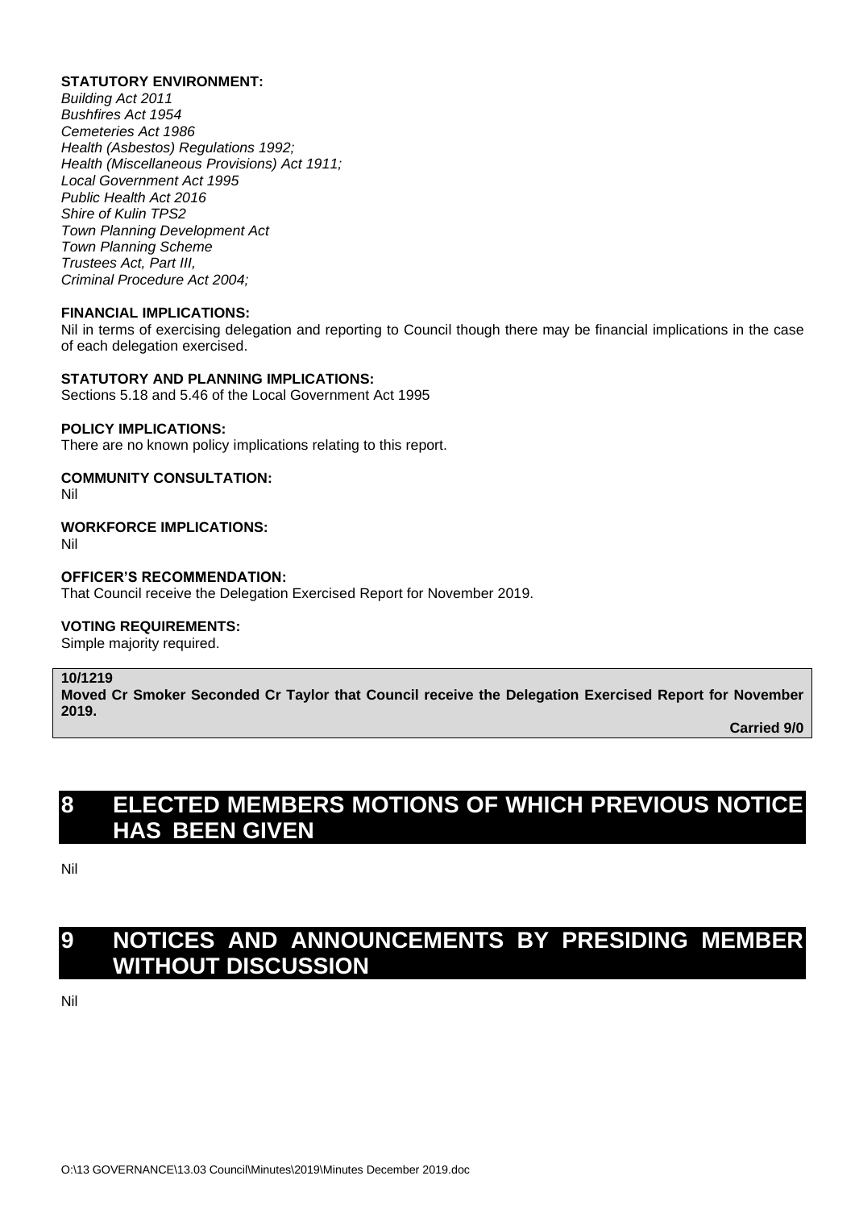**STATUTORY ENVIRONMENT:**
*Building Act 2011*
*Bushfires Act 1954*
*Cemeteries Act 1986*
*Health (Asbestos) Regulations 1992;*
*Health (Miscellaneous Provisions) Act 1911;*
*Local Government Act 1995*
*Public Health Act 2016*
*Shire of Kulin TPS2*
*Town Planning Development Act*
*Town Planning Scheme*
*Trustees Act, Part III,*
*Criminal Procedure Act 2004;*

**FINANCIAL IMPLICATIONS:**
Nil in terms of exercising delegation and reporting to Council though there may be financial implications in the case of each delegation exercised.

**STATUTORY AND PLANNING IMPLICATIONS:**
Sections 5.18 and 5.46 of the Local Government Act 1995

**POLICY IMPLICATIONS:**
There are no known policy implications relating to this report.

**COMMUNITY CONSULTATION:**
Nil

**WORKFORCE IMPLICATIONS:**
Nil

**OFFICER'S RECOMMENDATION:**
That Council receive the Delegation Exercised Report for November 2019.

**VOTING REQUIREMENTS:**
Simple majority required.

**10/1219**
**Moved Cr Smoker Seconded Cr Taylor that Council receive the Delegation Exercised Report for November 2019.**
**Carried 9/0**

# 8 ELECTED MEMBERS MOTIONS OF WHICH PREVIOUS NOTICE HAS BEEN GIVEN

Nil

# 9 NOTICES AND ANNOUNCEMENTS BY PRESIDING MEMBER WITHOUT DISCUSSION

Nil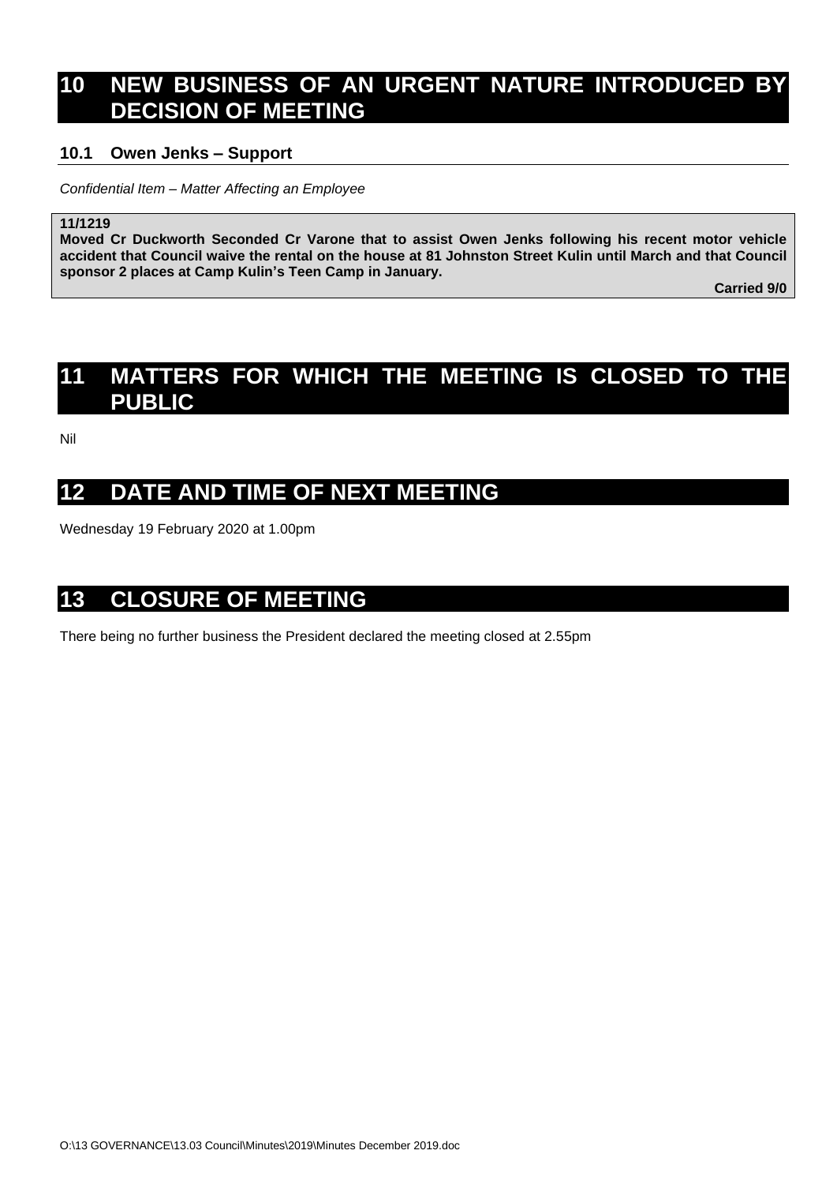# 10 NEW BUSINESS OF AN URGENT NATURE INTRODUCED BY DECISION OF MEETING

### 10.1 Owen Jenks – Support

*Confidential Item – Matter Affecting an Employee*

**11/1219**
**Moved Cr Duckworth Seconded Cr Varone that to assist Owen Jenks following his recent motor vehicle accident that Council waive the rental on the house at 81 Johnston Street Kulin until March and that Council sponsor 2 places at Camp Kulin's Teen Camp in January.**

**Carried 9/0**

# 11 MATTERS FOR WHICH THE MEETING IS CLOSED TO THE PUBLIC

Nil

# 12 DATE AND TIME OF NEXT MEETING

Wednesday 19 February 2020 at 1.00pm

# 13 CLOSURE OF MEETING

There being no further business the President declared the meeting closed at 2.55pm